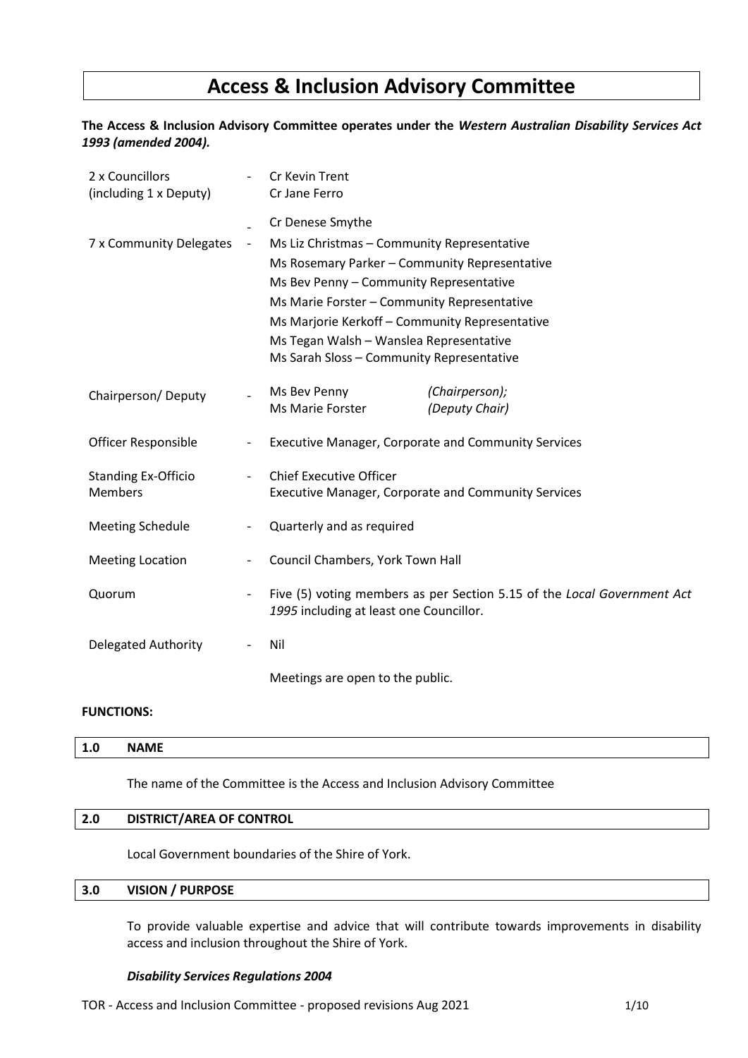# Access & Inclusion Advisory Committee

**The Access & Inclusion Advisory Committee operates under the *Western Australian Disability Services Act 1993 (amended 2004).***

| | | |
|---|---|---|
| 2 x Councillors (including 1 x Deputy) | - | Cr Kevin Trent<br>Cr Jane Ferro<br><br>Cr Denese Smythe |
| 7 x Community Delegates | - | Ms Liz Christmas – Community Representative<br>Ms Rosemary Parker – Community Representative<br>Ms Bev Penny – Community Representative<br>Ms Marie Forster – Community Representative<br>Ms Marjorie Kerkoff – Community Representative<br>Ms Tegan Walsh – Wanslea Representative<br>Ms Sarah Sloss – Community Representative |
| Chairperson/ Deputy | - | Ms Bev Penny *(Chairperson);*<br>Ms Marie Forster *(Deputy Chair)* |
| Officer Responsible | - | Executive Manager, Corporate and Community Services |
| Standing Ex-Officio Members | - | Chief Executive Officer<br>Executive Manager, Corporate and Community Services |
| Meeting Schedule | - | Quarterly and as required |
| Meeting Location | - | Council Chambers, York Town Hall |
| Quorum | - | Five (5) voting members as per Section 5.15 of the *Local Government Act 1995* including at least one Councillor. |
| Delegated Authority | - | Nil<br><br>Meetings are open to the public. |

**FUNCTIONS:**

## 1.0 NAME

The name of the Committee is the Access and Inclusion Advisory Committee

## 2.0 DISTRICT/AREA OF CONTROL

Local Government boundaries of the Shire of York.

## 3.0 VISION / PURPOSE

To provide valuable expertise and advice that will contribute towards improvements in disability access and inclusion throughout the Shire of York.

***Disability Services Regulations 2004***

TOR - Access and Inclusion Committee - proposed revisions Aug 2021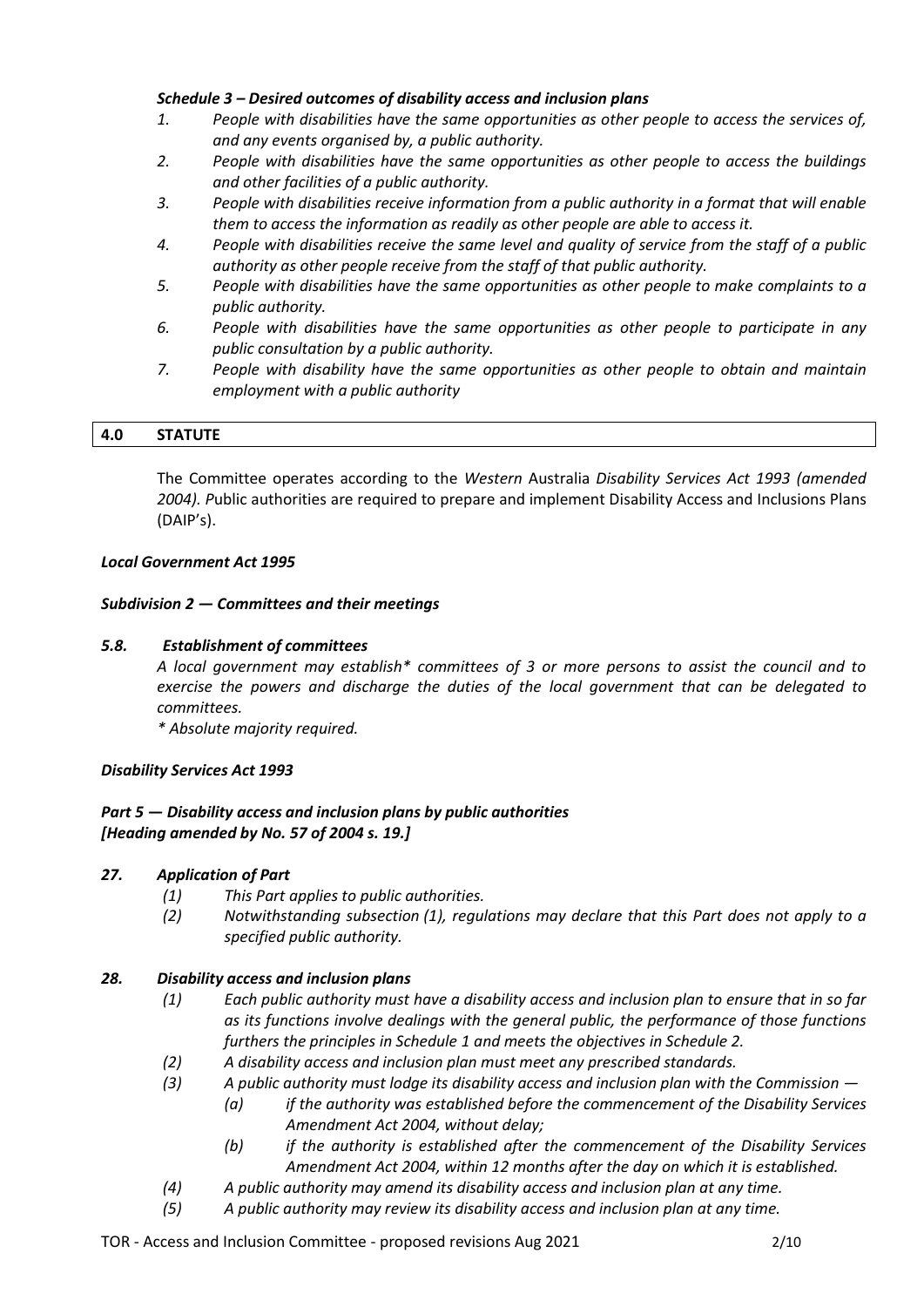***Schedule 3 – Desired outcomes of disability access and inclusion plans***

1. *People with disabilities have the same opportunities as other people to access the services of, and any events organised by, a public authority.*
2. *People with disabilities have the same opportunities as other people to access the buildings and other facilities of a public authority.*
3. *People with disabilities receive information from a public authority in a format that will enable them to access the information as readily as other people are able to access it.*
4. *People with disabilities receive the same level and quality of service from the staff of a public authority as other people receive from the staff of that public authority.*
5. *People with disabilities have the same opportunities as other people to make complaints to a public authority.*
6. *People with disabilities have the same opportunities as other people to participate in any public consultation by a public authority.*
7. *People with disability have the same opportunities as other people to obtain and maintain employment with a public authority*

## 4.0 STATUTE

The Committee operates according to the *Western* Australia *Disability Services Act 1993 (amended 2004). P*ublic authorities are required to prepare and implement Disability Access and Inclusions Plans (DAIP's).

***Local Government Act 1995***

***Subdivision 2 — Committees and their meetings***

***5.8. Establishment of committees***

*A local government may establish\* committees of 3 or more persons to assist the council and to exercise the powers and discharge the duties of the local government that can be delegated to committees.*

*\* Absolute majority required.*

***Disability Services Act 1993***

***Part 5 — Disability access and inclusion plans by public authorities***
***[Heading amended by No. 57 of 2004 s. 19.]***

***27. Application of Part***

*(1) This Part applies to public authorities.*

*(2) Notwithstanding subsection (1), regulations may declare that this Part does not apply to a specified public authority.*

***28. Disability access and inclusion plans***

*(1) Each public authority must have a disability access and inclusion plan to ensure that in so far as its functions involve dealings with the general public, the performance of those functions furthers the principles in Schedule 1 and meets the objectives in Schedule 2.*

*(2) A disability access and inclusion plan must meet any prescribed standards.*

*(3) A public authority must lodge its disability access and inclusion plan with the Commission —*

*(a) if the authority was established before the commencement of the Disability Services Amendment Act 2004, without delay;*

*(b) if the authority is established after the commencement of the Disability Services Amendment Act 2004, within 12 months after the day on which it is established.*

*(4) A public authority may amend its disability access and inclusion plan at any time.*

*(5) A public authority may review its disability access and inclusion plan at any time.*

TOR - Access and Inclusion Committee - proposed revisions Aug 2021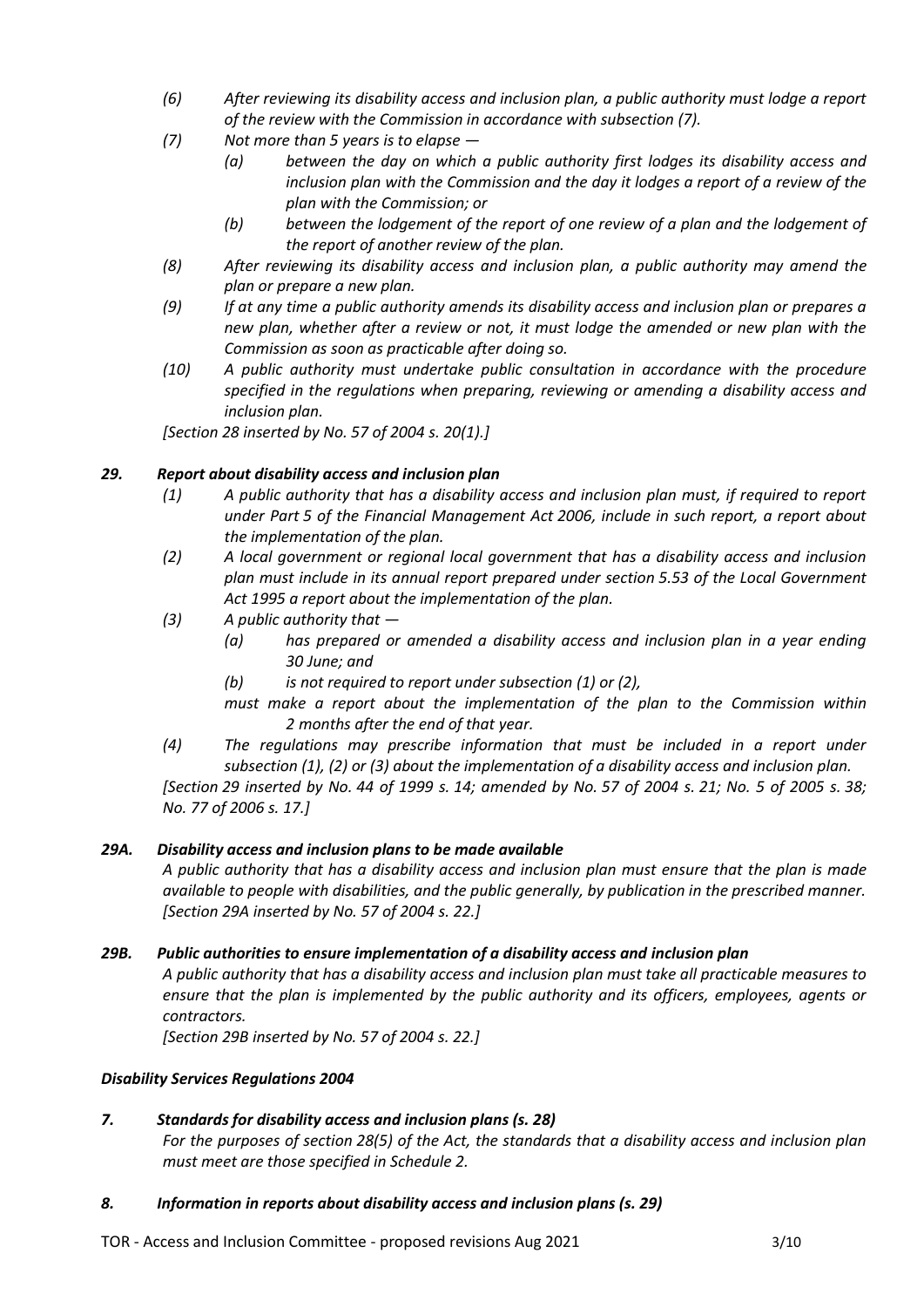*(6) After reviewing its disability access and inclusion plan, a public authority must lodge a report of the review with the Commission in accordance with subsection (7).*

*(7) Not more than 5 years is to elapse —*

*(a) between the day on which a public authority first lodges its disability access and inclusion plan with the Commission and the day it lodges a report of a review of the plan with the Commission; or*

*(b) between the lodgement of the report of one review of a plan and the lodgement of the report of another review of the plan.*

*(8) After reviewing its disability access and inclusion plan, a public authority may amend the plan or prepare a new plan.*

*(9) If at any time a public authority amends its disability access and inclusion plan or prepares a new plan, whether after a review or not, it must lodge the amended or new plan with the Commission as soon as practicable after doing so.*

*(10) A public authority must undertake public consultation in accordance with the procedure specified in the regulations when preparing, reviewing or amending a disability access and inclusion plan.*

*[Section 28 inserted by No. 57 of 2004 s. 20(1).]*

***29. Report about disability access and inclusion plan***

*(1) A public authority that has a disability access and inclusion plan must, if required to report under Part 5 of the Financial Management Act 2006, include in such report, a report about the implementation of the plan.*

*(2) A local government or regional local government that has a disability access and inclusion plan must include in its annual report prepared under section 5.53 of the Local Government Act 1995 a report about the implementation of the plan.*

*(3) A public authority that —*

*(a) has prepared or amended a disability access and inclusion plan in a year ending 30 June; and*

*(b) is not required to report under subsection (1) or (2),*

*must make a report about the implementation of the plan to the Commission within 2 months after the end of that year.*

*(4) The regulations may prescribe information that must be included in a report under subsection (1), (2) or (3) about the implementation of a disability access and inclusion plan.*

*[Section 29 inserted by No. 44 of 1999 s. 14; amended by No. 57 of 2004 s. 21; No. 5 of 2005 s. 38; No. 77 of 2006 s. 17.]*

***29A. Disability access and inclusion plans to be made available***

*A public authority that has a disability access and inclusion plan must ensure that the plan is made available to people with disabilities, and the public generally, by publication in the prescribed manner.*
*[Section 29A inserted by No. 57 of 2004 s. 22.]*

***29B. Public authorities to ensure implementation of a disability access and inclusion plan***

*A public authority that has a disability access and inclusion plan must take all practicable measures to ensure that the plan is implemented by the public authority and its officers, employees, agents or contractors.*

*[Section 29B inserted by No. 57 of 2004 s. 22.]*

***Disability Services Regulations 2004***

***7. Standards for disability access and inclusion plans (s. 28)***

*For the purposes of section 28(5) of the Act, the standards that a disability access and inclusion plan must meet are those specified in Schedule 2.*

***8. Information in reports about disability access and inclusion plans (s. 29)***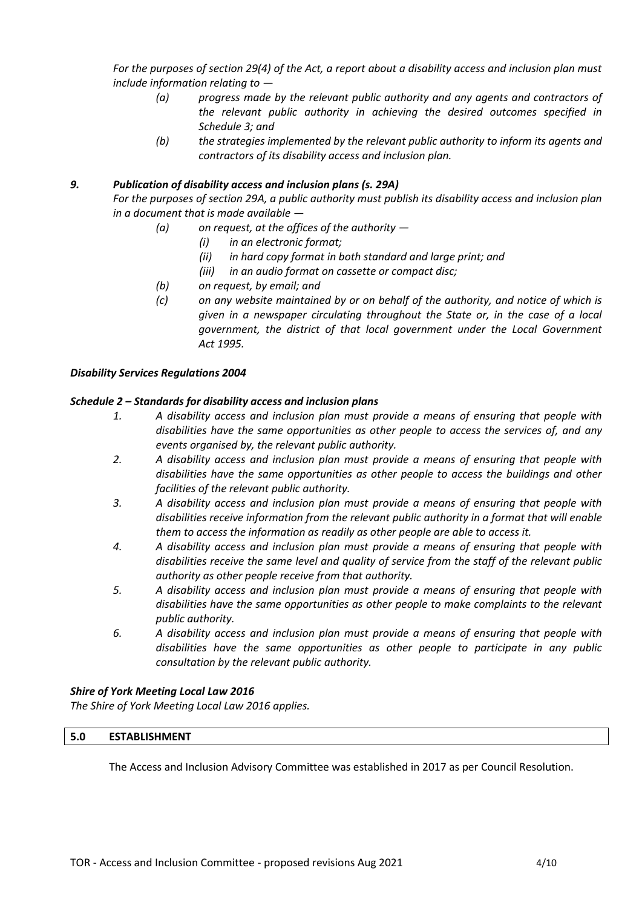*For the purposes of section 29(4) of the Act, a report about a disability access and inclusion plan must include information relating to —*

- *(a) progress made by the relevant public authority and any agents and contractors of the relevant public authority in achieving the desired outcomes specified in Schedule 3; and*
- *(b) the strategies implemented by the relevant public authority to inform its agents and contractors of its disability access and inclusion plan.*

***9. Publication of disability access and inclusion plans (s. 29A)***

*For the purposes of section 29A, a public authority must publish its disability access and inclusion plan in a document that is made available —*

- *(a) on request, at the offices of the authority —*
  - *(i) in an electronic format;*
  - *(ii) in hard copy format in both standard and large print; and*
  - *(iii) in an audio format on cassette or compact disc;*
- *(b) on request, by email; and*
- *(c) on any website maintained by or on behalf of the authority, and notice of which is given in a newspaper circulating throughout the State or, in the case of a local government, the district of that local government under the Local Government Act 1995.*

***Disability Services Regulations 2004***

***Schedule 2 – Standards for disability access and inclusion plans***

1. *A disability access and inclusion plan must provide a means of ensuring that people with disabilities have the same opportunities as other people to access the services of, and any events organised by, the relevant public authority.*
2. *A disability access and inclusion plan must provide a means of ensuring that people with disabilities have the same opportunities as other people to access the buildings and other facilities of the relevant public authority.*
3. *A disability access and inclusion plan must provide a means of ensuring that people with disabilities receive information from the relevant public authority in a format that will enable them to access the information as readily as other people are able to access it.*
4. *A disability access and inclusion plan must provide a means of ensuring that people with disabilities receive the same level and quality of service from the staff of the relevant public authority as other people receive from that authority.*
5. *A disability access and inclusion plan must provide a means of ensuring that people with disabilities have the same opportunities as other people to make complaints to the relevant public authority.*
6. *A disability access and inclusion plan must provide a means of ensuring that people with disabilities have the same opportunities as other people to participate in any public consultation by the relevant public authority.*

***Shire of York Meeting Local Law 2016***

*The Shire of York Meeting Local Law 2016 applies.*

## 5.0 ESTABLISHMENT

The Access and Inclusion Advisory Committee was established in 2017 as per Council Resolution.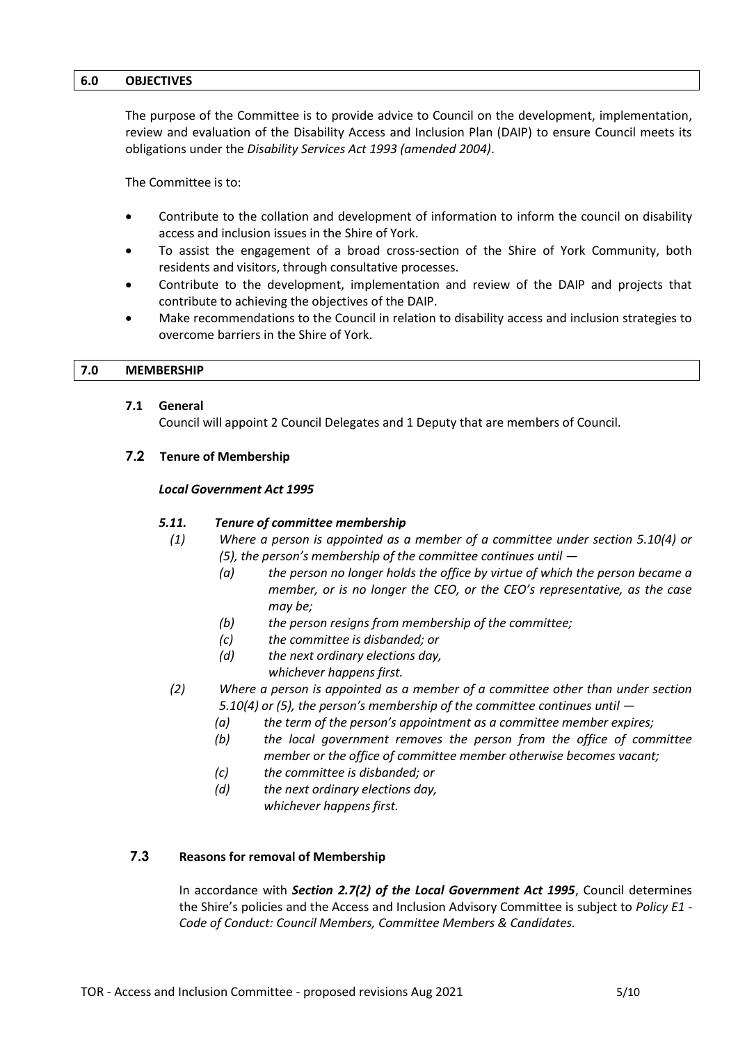## 6.0 OBJECTIVES

The purpose of the Committee is to provide advice to Council on the development, implementation, review and evaluation of the Disability Access and Inclusion Plan (DAIP) to ensure Council meets its obligations under the *Disability Services Act 1993 (amended 2004)*.

The Committee is to:

- Contribute to the collation and development of information to inform the council on disability access and inclusion issues in the Shire of York.
- To assist the engagement of a broad cross-section of the Shire of York Community, both residents and visitors, through consultative processes.
- Contribute to the development, implementation and review of the DAIP and projects that contribute to achieving the objectives of the DAIP.
- Make recommendations to the Council in relation to disability access and inclusion strategies to overcome barriers in the Shire of York.

## 7.0 MEMBERSHIP

### 7.1 General

Council will appoint 2 Council Delegates and 1 Deputy that are members of Council.

### 7.2 Tenure of Membership

***Local Government Act 1995***

***5.11. Tenure of committee membership***

*(1) Where a person is appointed as a member of a committee under section 5.10(4) or (5), the person's membership of the committee continues until —*

*(a) the person no longer holds the office by virtue of which the person became a member, or is no longer the CEO, or the CEO's representative, as the case may be;*

*(b) the person resigns from membership of the committee;*

*(c) the committee is disbanded; or*

*(d) the next ordinary elections day,*

*whichever happens first.*

*(2) Where a person is appointed as a member of a committee other than under section 5.10(4) or (5), the person's membership of the committee continues until —*

*(a) the term of the person's appointment as a committee member expires;*

*(b) the local government removes the person from the office of committee member or the office of committee member otherwise becomes vacant;*

*(c) the committee is disbanded; or*

*(d) the next ordinary elections day,*

*whichever happens first.*

### 7.3 Reasons for removal of Membership

In accordance with ***Section 2.7(2) of the Local Government Act 1995***, Council determines the Shire's policies and the Access and Inclusion Advisory Committee is subject to *Policy E1 - Code of Conduct: Council Members, Committee Members & Candidates.*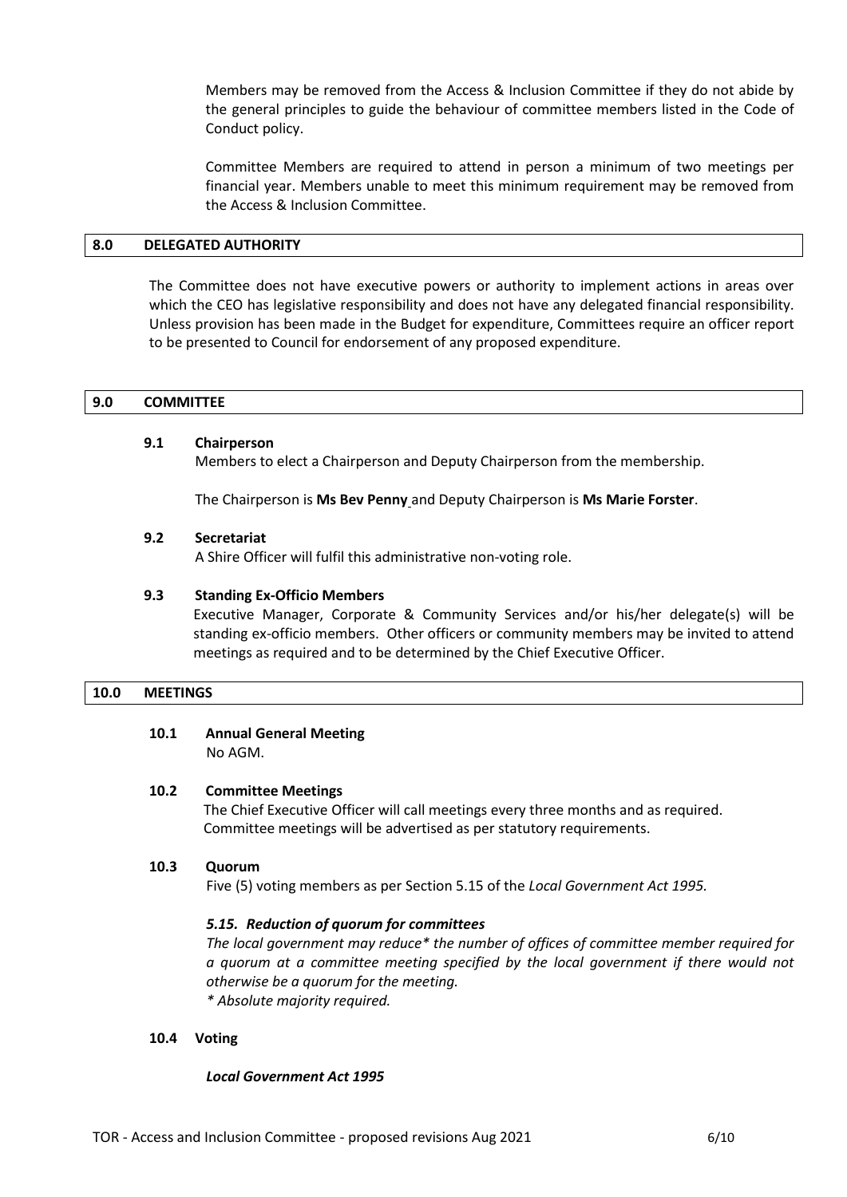Members may be removed from the Access & Inclusion Committee if they do not abide by the general principles to guide the behaviour of committee members listed in the Code of Conduct policy.

Committee Members are required to attend in person a minimum of two meetings per financial year. Members unable to meet this minimum requirement may be removed from the Access & Inclusion Committee.

## 8.0 DELEGATED AUTHORITY

The Committee does not have executive powers or authority to implement actions in areas over which the CEO has legislative responsibility and does not have any delegated financial responsibility. Unless provision has been made in the Budget for expenditure, Committees require an officer report to be presented to Council for endorsement of any proposed expenditure.

## 9.0 COMMITTEE

### 9.1 Chairperson

Members to elect a Chairperson and Deputy Chairperson from the membership.

The Chairperson is **Ms Bev Penny** and Deputy Chairperson is **Ms Marie Forster**.

### 9.2 Secretariat

A Shire Officer will fulfil this administrative non-voting role.

### 9.3 Standing Ex-Officio Members

Executive Manager, Corporate & Community Services and/or his/her delegate(s) will be standing ex-officio members. Other officers or community members may be invited to attend meetings as required and to be determined by the Chief Executive Officer.

## 10.0 MEETINGS

### 10.1 Annual General Meeting

No AGM.

### 10.2 Committee Meetings

The Chief Executive Officer will call meetings every three months and as required. Committee meetings will be advertised as per statutory requirements.

### 10.3 Quorum

Five (5) voting members as per Section 5.15 of the *Local Government Act 1995.*

***5.15. Reduction of quorum for committees***

*The local government may reduce* the number of offices of committee member required for a quorum at a committee meeting specified by the local government if there would not otherwise be a quorum for the meeting.*

** Absolute majority required.*

### 10.4 Voting

***Local Government Act 1995***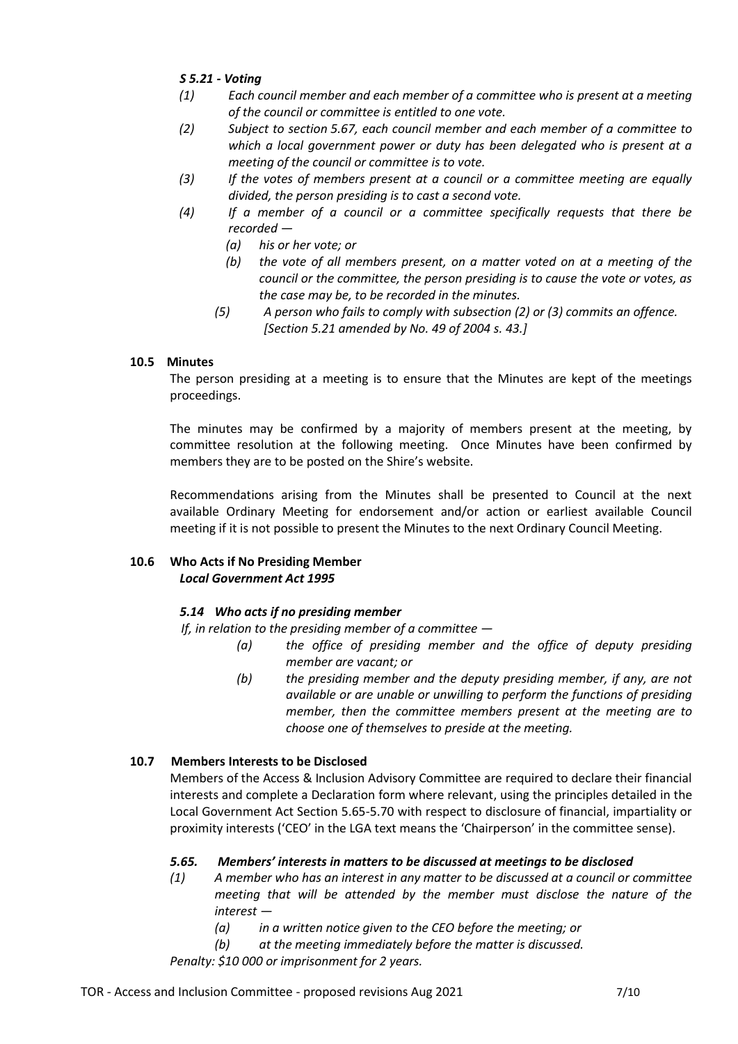*S 5.21 - Voting*

*(1) Each council member and each member of a committee who is present at a meeting of the council or committee is entitled to one vote.*

*(2) Subject to section 5.67, each council member and each member of a committee to which a local government power or duty has been delegated who is present at a meeting of the council or committee is to vote.*

*(3) If the votes of members present at a council or a committee meeting are equally divided, the person presiding is to cast a second vote.*

*(4) If a member of a council or a committee specifically requests that there be recorded —*

*(a) his or her vote; or*

*(b) the vote of all members present, on a matter voted on at a meeting of the council or the committee, the person presiding is to cause the vote or votes, as the case may be, to be recorded in the minutes.*

*(5) A person who fails to comply with subsection (2) or (3) commits an offence.*
*[Section 5.21 amended by No. 49 of 2004 s. 43.]*

**10.5 Minutes**

The person presiding at a meeting is to ensure that the Minutes are kept of the meetings proceedings.

The minutes may be confirmed by a majority of members present at the meeting, by committee resolution at the following meeting. Once Minutes have been confirmed by members they are to be posted on the Shire's website.

Recommendations arising from the Minutes shall be presented to Council at the next available Ordinary Meeting for endorsement and/or action or earliest available Council meeting if it is not possible to present the Minutes to the next Ordinary Council Meeting.

**10.6 Who Acts if No Presiding Member**
***Local Government Act 1995***

***5.14 Who acts if no presiding member***

*If, in relation to the presiding member of a committee —*

*(a) the office of presiding member and the office of deputy presiding member are vacant; or*

*(b) the presiding member and the deputy presiding member, if any, are not available or are unable or unwilling to perform the functions of presiding member, then the committee members present at the meeting are to choose one of themselves to preside at the meeting.*

**10.7 Members Interests to be Disclosed**

Members of the Access & Inclusion Advisory Committee are required to declare their financial interests and complete a Declaration form where relevant, using the principles detailed in the Local Government Act Section 5.65-5.70 with respect to disclosure of financial, impartiality or proximity interests ('CEO' in the LGA text means the 'Chairperson' in the committee sense).

***5.65. Members' interests in matters to be discussed at meetings to be disclosed***

*(1) A member who has an interest in any matter to be discussed at a council or committee meeting that will be attended by the member must disclose the nature of the interest —*

*(a) in a written notice given to the CEO before the meeting; or*

*(b) at the meeting immediately before the matter is discussed.*

*Penalty: $10 000 or imprisonment for 2 years.*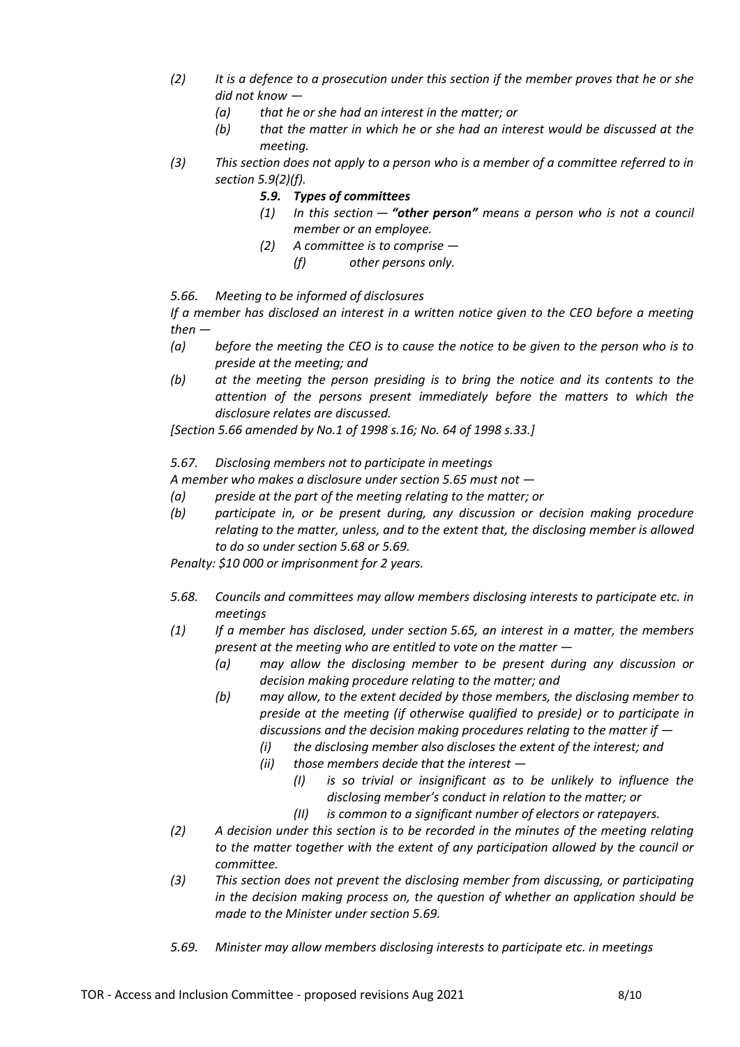*(2) It is a defence to a prosecution under this section if the member proves that he or she did not know —*

*(a) that he or she had an interest in the matter; or*

*(b) that the matter in which he or she had an interest would be discussed at the meeting.*

*(3) This section does not apply to a person who is a member of a committee referred to in section 5.9(2)(f).*

***5.9. Types of committees***

*(1) In this section — **"other person"** means a person who is not a council member or an employee.*

*(2) A committee is to comprise —*

*(f) other persons only.*

*5.66. Meeting to be informed of disclosures*

*If a member has disclosed an interest in a written notice given to the CEO before a meeting then —*

*(a) before the meeting the CEO is to cause the notice to be given to the person who is to preside at the meeting; and*

*(b) at the meeting the person presiding is to bring the notice and its contents to the attention of the persons present immediately before the matters to which the disclosure relates are discussed.*

*[Section 5.66 amended by No.1 of 1998 s.16; No. 64 of 1998 s.33.]*

*5.67. Disclosing members not to participate in meetings*

*A member who makes a disclosure under section 5.65 must not —*

*(a) preside at the part of the meeting relating to the matter; or*

*(b) participate in, or be present during, any discussion or decision making procedure relating to the matter, unless, and to the extent that, the disclosing member is allowed to do so under section 5.68 or 5.69.*

*Penalty: $10 000 or imprisonment for 2 years.*

*5.68. Councils and committees may allow members disclosing interests to participate etc. in meetings*

*(1) If a member has disclosed, under section 5.65, an interest in a matter, the members present at the meeting who are entitled to vote on the matter —*

*(a) may allow the disclosing member to be present during any discussion or decision making procedure relating to the matter; and*

*(b) may allow, to the extent decided by those members, the disclosing member to preside at the meeting (if otherwise qualified to preside) or to participate in discussions and the decision making procedures relating to the matter if —*

*(i) the disclosing member also discloses the extent of the interest; and*

*(ii) those members decide that the interest —*

*(I) is so trivial or insignificant as to be unlikely to influence the disclosing member's conduct in relation to the matter; or*

*(II) is common to a significant number of electors or ratepayers.*

*(2) A decision under this section is to be recorded in the minutes of the meeting relating to the matter together with the extent of any participation allowed by the council or committee.*

*(3) This section does not prevent the disclosing member from discussing, or participating in the decision making process on, the question of whether an application should be made to the Minister under section 5.69.*

*5.69. Minister may allow members disclosing interests to participate etc. in meetings*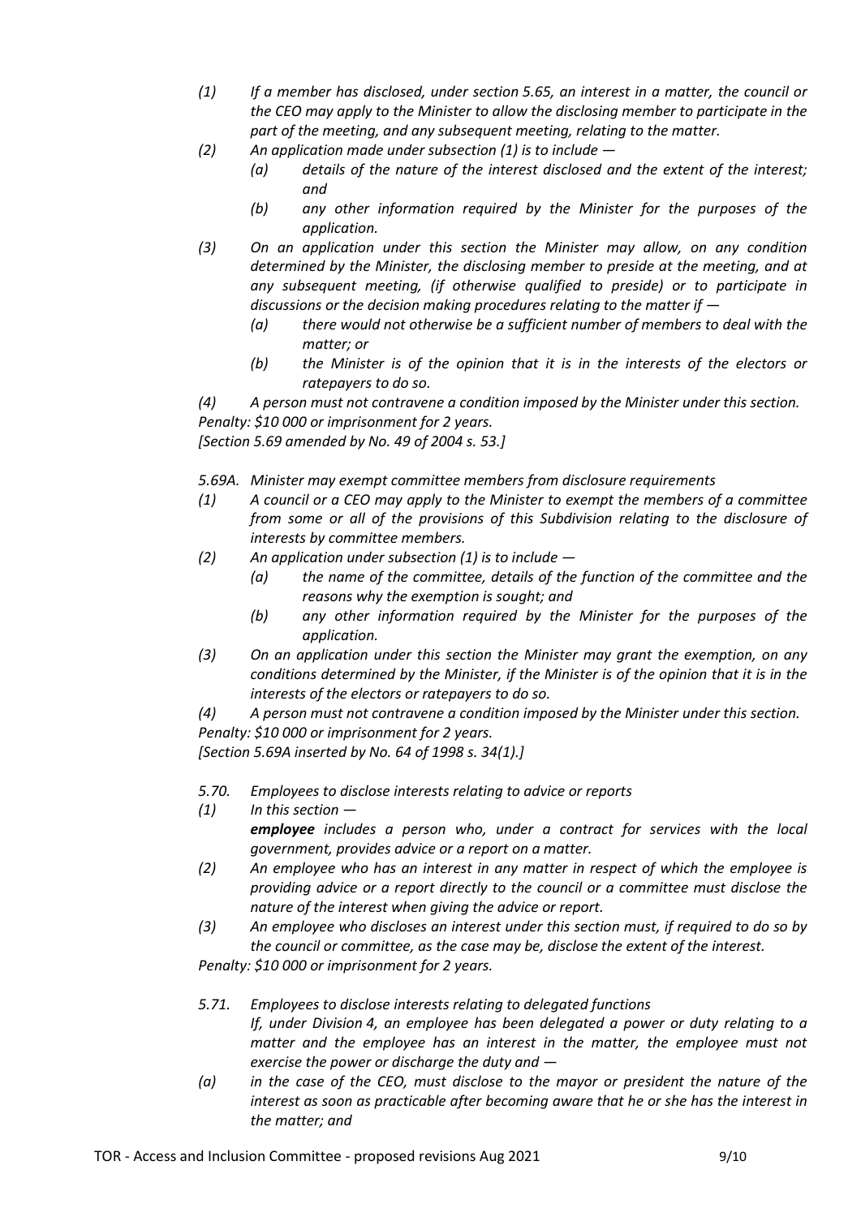*(1) If a member has disclosed, under section 5.65, an interest in a matter, the council or the CEO may apply to the Minister to allow the disclosing member to participate in the part of the meeting, and any subsequent meeting, relating to the matter.*

*(2) An application made under subsection (1) is to include —*

*(a) details of the nature of the interest disclosed and the extent of the interest; and*

*(b) any other information required by the Minister for the purposes of the application.*

*(3) On an application under this section the Minister may allow, on any condition determined by the Minister, the disclosing member to preside at the meeting, and at any subsequent meeting, (if otherwise qualified to preside) or to participate in discussions or the decision making procedures relating to the matter if —*

*(a) there would not otherwise be a sufficient number of members to deal with the matter; or*

*(b) the Minister is of the opinion that it is in the interests of the electors or ratepayers to do so.*

*(4) A person must not contravene a condition imposed by the Minister under this section.*

*Penalty: $10 000 or imprisonment for 2 years.*

*[Section 5.69 amended by No. 49 of 2004 s. 53.]*

*5.69A. Minister may exempt committee members from disclosure requirements*

*(1) A council or a CEO may apply to the Minister to exempt the members of a committee from some or all of the provisions of this Subdivision relating to the disclosure of interests by committee members.*

*(2) An application under subsection (1) is to include —*

*(a) the name of the committee, details of the function of the committee and the reasons why the exemption is sought; and*

*(b) any other information required by the Minister for the purposes of the application.*

*(3) On an application under this section the Minister may grant the exemption, on any conditions determined by the Minister, if the Minister is of the opinion that it is in the interests of the electors or ratepayers to do so.*

*(4) A person must not contravene a condition imposed by the Minister under this section.*

*Penalty: $10 000 or imprisonment for 2 years.*

*[Section 5.69A inserted by No. 64 of 1998 s. 34(1).]*

*5.70. Employees to disclose interests relating to advice or reports*

*(1) In this section —*

***employee** includes a person who, under a contract for services with the local government, provides advice or a report on a matter.*

*(2) An employee who has an interest in any matter in respect of which the employee is providing advice or a report directly to the council or a committee must disclose the nature of the interest when giving the advice or report.*

*(3) An employee who discloses an interest under this section must, if required to do so by the council or committee, as the case may be, disclose the extent of the interest.*

*Penalty: $10 000 or imprisonment for 2 years.*

*5.71. Employees to disclose interests relating to delegated functions*

*If, under Division 4, an employee has been delegated a power or duty relating to a matter and the employee has an interest in the matter, the employee must not exercise the power or discharge the duty and —*

*(a) in the case of the CEO, must disclose to the mayor or president the nature of the interest as soon as practicable after becoming aware that he or she has the interest in the matter; and*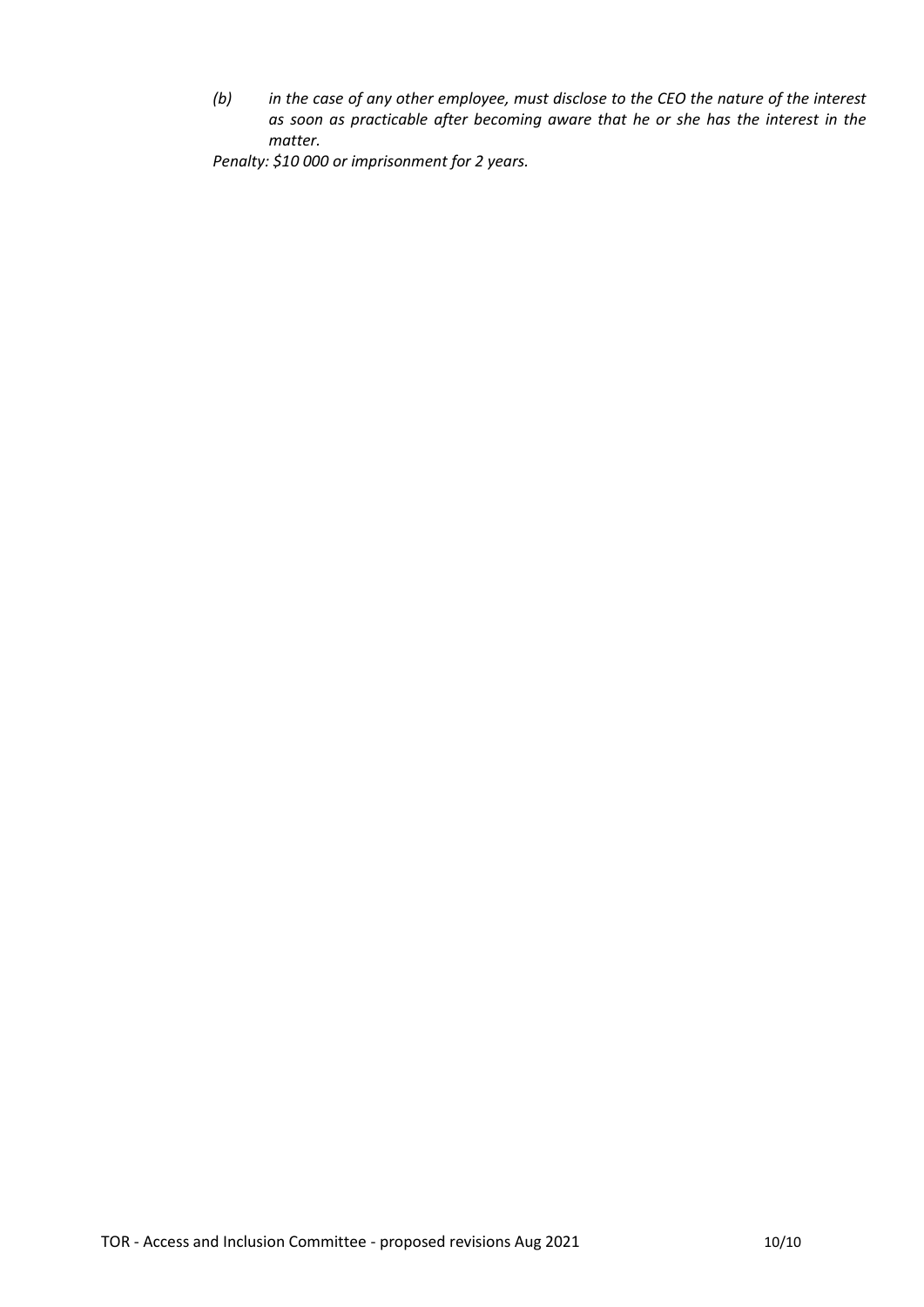*(b) in the case of any other employee, must disclose to the CEO the nature of the interest as soon as practicable after becoming aware that he or she has the interest in the matter.*

*Penalty: $10 000 or imprisonment for 2 years.*